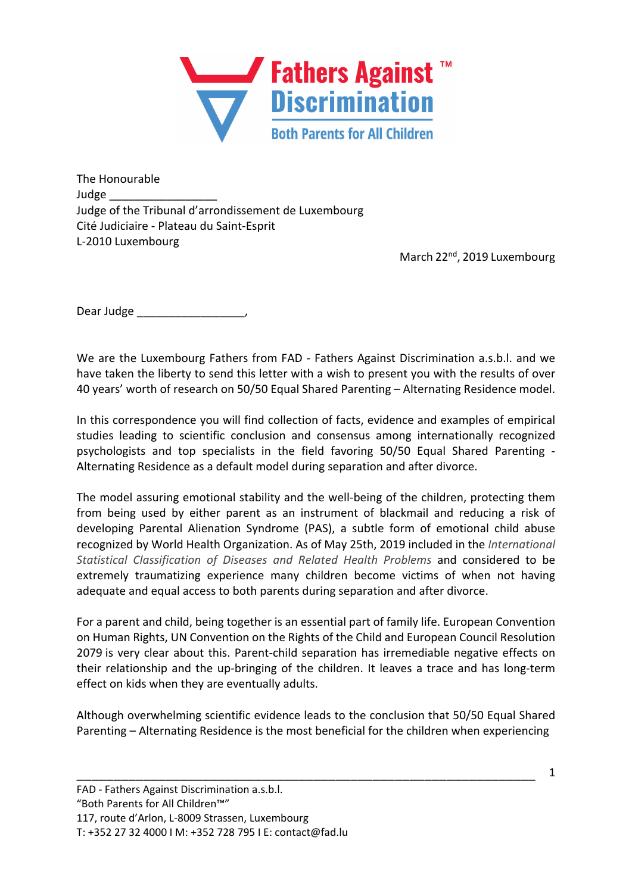# Fathers Against Discrimination™

**Both Parents for All Children**

The Honourable
Judge _________________
Judge of the Tribunal d'arrondissement de Luxembourg
Cité Judiciaire - Plateau du Saint-Esprit
L-2010 Luxembourg

March 22nd, 2019 Luxembourg

Dear Judge _________________,

We are the Luxembourg Fathers from FAD - Fathers Against Discrimination a.s.b.l. and we have taken the liberty to send this letter with a wish to present you with the results of over 40 years' worth of research on 50/50 Equal Shared Parenting – Alternating Residence model.

In this correspondence you will find collection of facts, evidence and examples of empirical studies leading to scientific conclusion and consensus among internationally recognized psychologists and top specialists in the field favoring 50/50 Equal Shared Parenting - Alternating Residence as a default model during separation and after divorce.

The model assuring emotional stability and the well-being of the children, protecting them from being used by either parent as an instrument of blackmail and reducing a risk of developing Parental Alienation Syndrome (PAS), a subtle form of emotional child abuse recognized by World Health Organization. As of May 25th, 2019 included in the *International Statistical Classification of Diseases and Related Health Problems* and considered to be extremely traumatizing experience many children become victims of when not having adequate and equal access to both parents during separation and after divorce.

For a parent and child, being together is an essential part of family life. European Convention on Human Rights, UN Convention on the Rights of the Child and European Council Resolution 2079 is very clear about this. Parent-child separation has irremediable negative effects on their relationship and the up-bringing of the children. It leaves a trace and has long-term effect on kids when they are eventually adults.

Although overwhelming scientific evidence leads to the conclusion that 50/50 Equal Shared Parenting – Alternating Residence is the most beneficial for the children when experiencing

FAD - Fathers Against Discrimination a.s.b.l.
"Both Parents for All Children™"
117, route d'Arlon, L-8009 Strassen, Luxembourg
T: +352 27 32 4000 I M: +352 728 795 I E: contact@fad.lu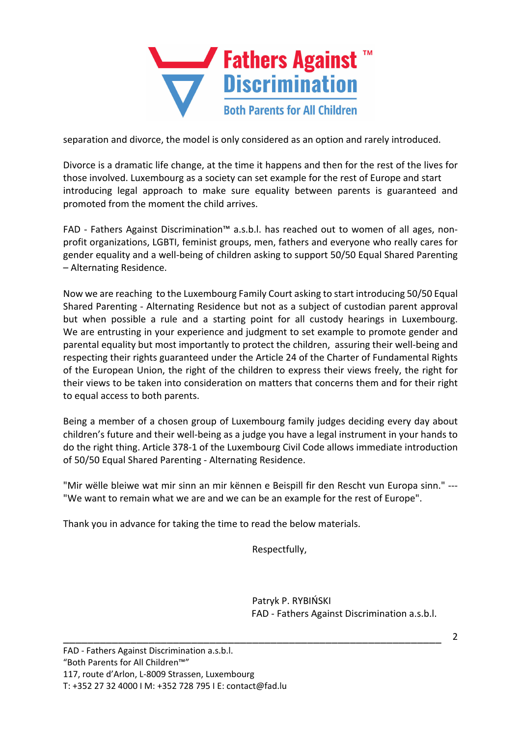separation and divorce, the model is only considered as an option and rarely introduced.

Divorce is a dramatic life change, at the time it happens and then for the rest of the lives for those involved. Luxembourg as a society can set example for the rest of Europe and start introducing legal approach to make sure equality between parents is guaranteed and promoted from the moment the child arrives.

FAD - Fathers Against Discrimination™ a.s.b.l. has reached out to women of all ages, non-profit organizations, LGBTI, feminist groups, men, fathers and everyone who really cares for gender equality and a well-being of children asking to support 50/50 Equal Shared Parenting – Alternating Residence.

Now we are reaching to the Luxembourg Family Court asking to start introducing 50/50 Equal Shared Parenting - Alternating Residence but not as a subject of custodian parent approval but when possible a rule and a starting point for all custody hearings in Luxembourg. We are entrusting in your experience and judgment to set example to promote gender and parental equality but most importantly to protect the children, assuring their well-being and respecting their rights guaranteed under the Article 24 of the Charter of Fundamental Rights of the European Union, the right of the children to express their views freely, the right for their views to be taken into consideration on matters that concerns them and for their right to equal access to both parents.

Being a member of a chosen group of Luxembourg family judges deciding every day about children's future and their well-being as a judge you have a legal instrument in your hands to do the right thing. Article 378-1 of the Luxembourg Civil Code allows immediate introduction of 50/50 Equal Shared Parenting - Alternating Residence.

"Mir wëlle bleiwe wat mir sinn an mir kënnen e Beispill fir den Rescht vun Europa sinn." --- "We want to remain what we are and we can be an example for the rest of Europe".

Thank you in advance for taking the time to read the below materials.

Respectfully,

Patryk P. RYBIŃSKI
FAD - Fathers Against Discrimination a.s.b.l.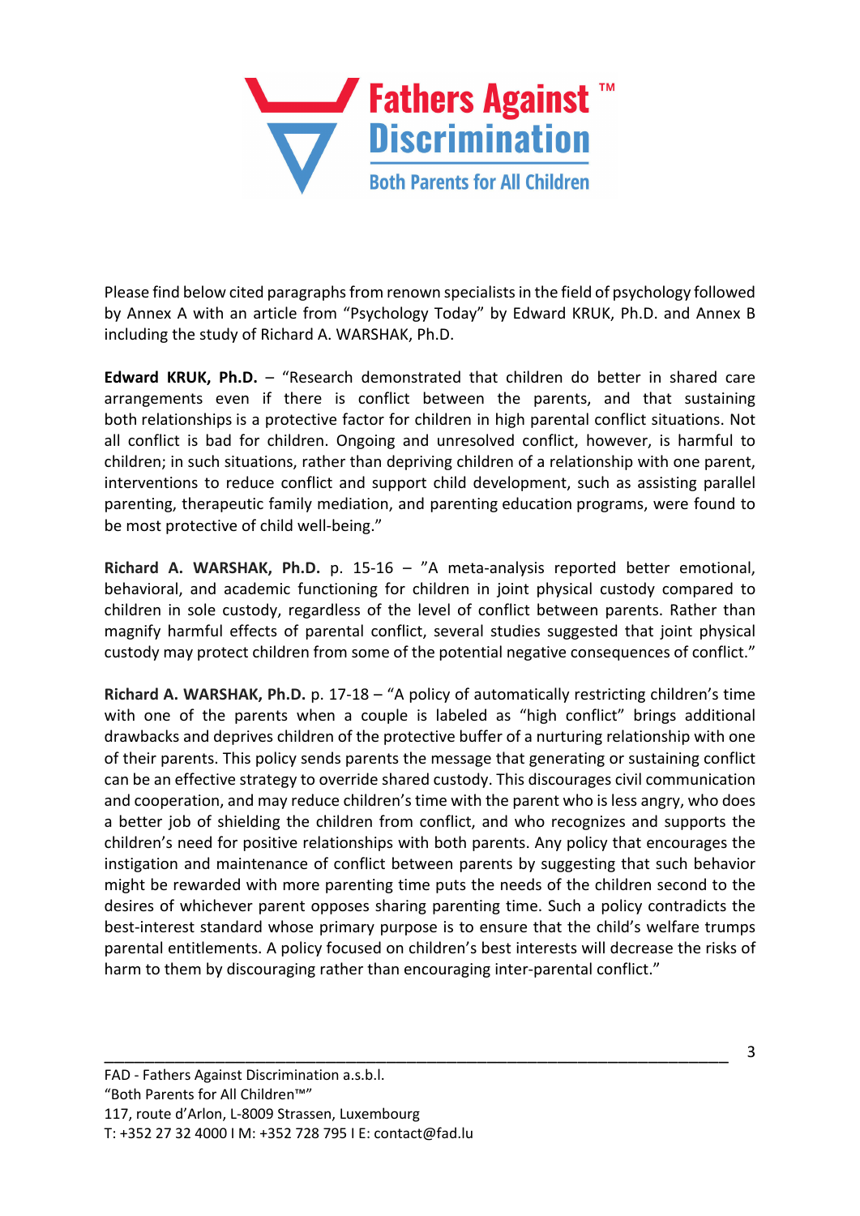Please find below cited paragraphs from renown specialists in the field of psychology followed by Annex A with an article from "Psychology Today" by Edward KRUK, Ph.D. and Annex B including the study of Richard A. WARSHAK, Ph.D.

**Edward KRUK, Ph.D.** – "Research demonstrated that children do better in shared care arrangements even if there is conflict between the parents, and that sustaining both relationships is a protective factor for children in high parental conflict situations. Not all conflict is bad for children. Ongoing and unresolved conflict, however, is harmful to children; in such situations, rather than depriving children of a relationship with one parent, interventions to reduce conflict and support child development, such as assisting parallel parenting, therapeutic family mediation, and parenting education programs, were found to be most protective of child well-being."

**Richard A. WARSHAK, Ph.D.** p. 15-16 – "A meta-analysis reported better emotional, behavioral, and academic functioning for children in joint physical custody compared to children in sole custody, regardless of the level of conflict between parents. Rather than magnify harmful effects of parental conflict, several studies suggested that joint physical custody may protect children from some of the potential negative consequences of conflict."

**Richard A. WARSHAK, Ph.D.** p. 17-18 – "A policy of automatically restricting children's time with one of the parents when a couple is labeled as "high conflict" brings additional drawbacks and deprives children of the protective buffer of a nurturing relationship with one of their parents. This policy sends parents the message that generating or sustaining conflict can be an effective strategy to override shared custody. This discourages civil communication and cooperation, and may reduce children's time with the parent who is less angry, who does a better job of shielding the children from conflict, and who recognizes and supports the children's need for positive relationships with both parents. Any policy that encourages the instigation and maintenance of conflict between parents by suggesting that such behavior might be rewarded with more parenting time puts the needs of the children second to the desires of whichever parent opposes sharing parenting time. Such a policy contradicts the best-interest standard whose primary purpose is to ensure that the child's welfare trumps parental entitlements. A policy focused on children's best interests will decrease the risks of harm to them by discouraging rather than encouraging inter-parental conflict."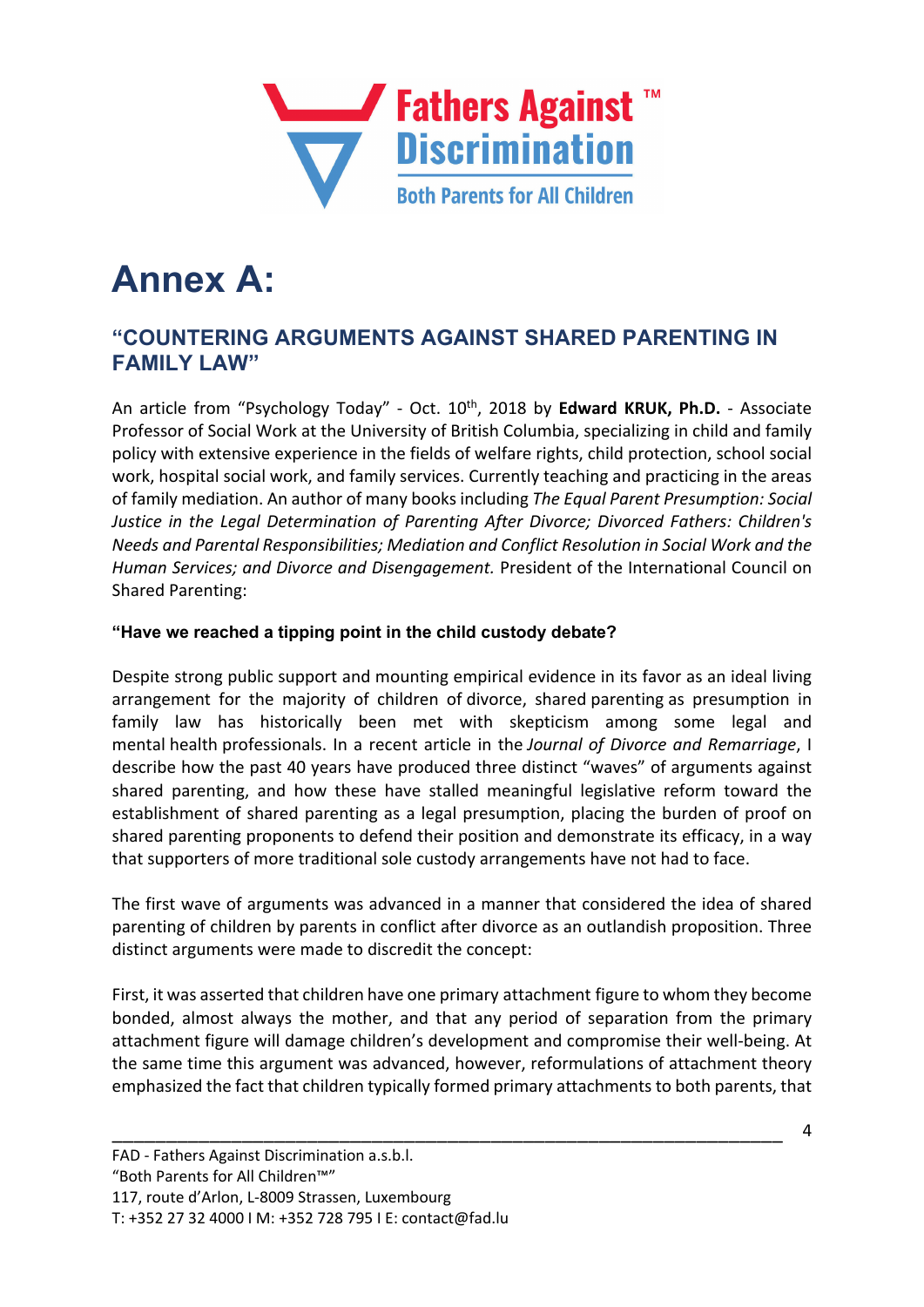# Annex A:

## "COUNTERING ARGUMENTS AGAINST SHARED PARENTING IN FAMILY LAW"

An article from "Psychology Today" - Oct. 10th, 2018 by **Edward KRUK, Ph.D.** - Associate Professor of Social Work at the University of British Columbia, specializing in child and family policy with extensive experience in the fields of welfare rights, child protection, school social work, hospital social work, and family services. Currently teaching and practicing in the areas of family mediation. An author of many books including *The Equal Parent Presumption: Social Justice in the Legal Determination of Parenting After Divorce; Divorced Fathers: Children's Needs and Parental Responsibilities; Mediation and Conflict Resolution in Social Work and the Human Services; and Divorce and Disengagement.* President of the International Council on Shared Parenting:

**"Have we reached a tipping point in the child custody debate?**

Despite strong public support and mounting empirical evidence in its favor as an ideal living arrangement for the majority of children of divorce, shared parenting as presumption in family law has historically been met with skepticism among some legal and mental health professionals. In a recent article in the *Journal of Divorce and Remarriage*, I describe how the past 40 years have produced three distinct "waves" of arguments against shared parenting, and how these have stalled meaningful legislative reform toward the establishment of shared parenting as a legal presumption, placing the burden of proof on shared parenting proponents to defend their position and demonstrate its efficacy, in a way that supporters of more traditional sole custody arrangements have not had to face.

The first wave of arguments was advanced in a manner that considered the idea of shared parenting of children by parents in conflict after divorce as an outlandish proposition. Three distinct arguments were made to discredit the concept:

First, it was asserted that children have one primary attachment figure to whom they become bonded, almost always the mother, and that any period of separation from the primary attachment figure will damage children's development and compromise their well-being. At the same time this argument was advanced, however, reformulations of attachment theory emphasized the fact that children typically formed primary attachments to both parents, that

FAD - Fathers Against Discrimination a.s.b.l.
"Both Parents for All Children™"
117, route d'Arlon, L-8009 Strassen, Luxembourg
T: +352 27 32 4000 I M: +352 728 795 I E: contact@fad.lu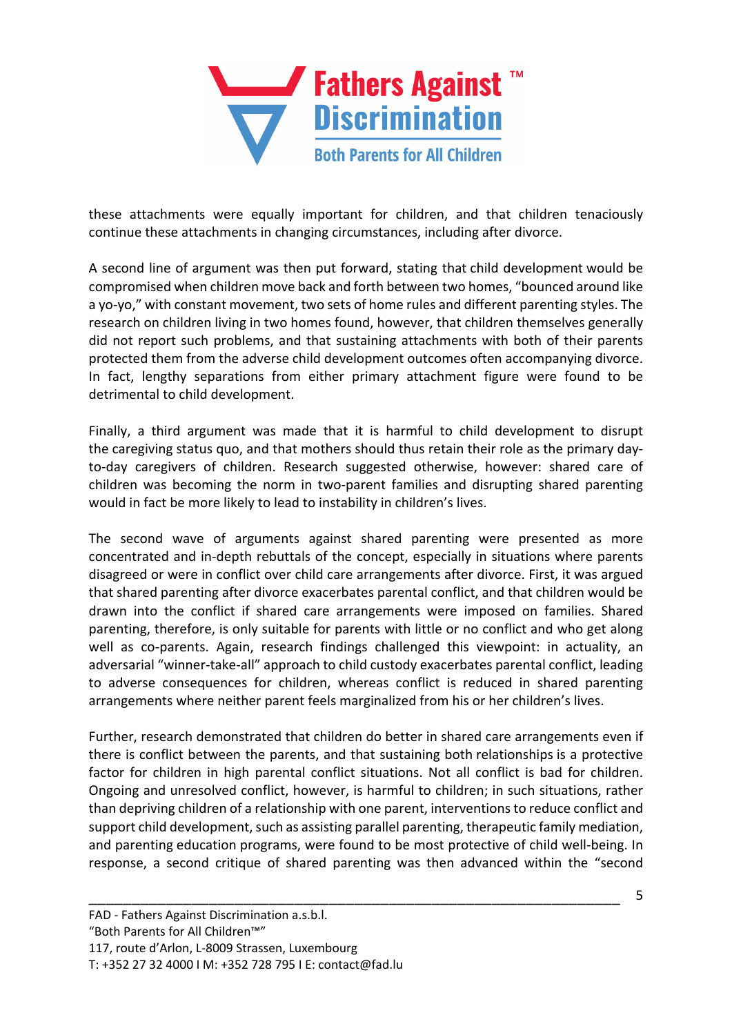these attachments were equally important for children, and that children tenaciously continue these attachments in changing circumstances, including after divorce.

A second line of argument was then put forward, stating that child development would be compromised when children move back and forth between two homes, "bounced around like a yo-yo," with constant movement, two sets of home rules and different parenting styles. The research on children living in two homes found, however, that children themselves generally did not report such problems, and that sustaining attachments with both of their parents protected them from the adverse child development outcomes often accompanying divorce. In fact, lengthy separations from either primary attachment figure were found to be detrimental to child development.

Finally, a third argument was made that it is harmful to child development to disrupt the caregiving status quo, and that mothers should thus retain their role as the primary day-to-day caregivers of children. Research suggested otherwise, however: shared care of children was becoming the norm in two-parent families and disrupting shared parenting would in fact be more likely to lead to instability in children's lives.

The second wave of arguments against shared parenting were presented as more concentrated and in-depth rebuttals of the concept, especially in situations where parents disagreed or were in conflict over child care arrangements after divorce. First, it was argued that shared parenting after divorce exacerbates parental conflict, and that children would be drawn into the conflict if shared care arrangements were imposed on families. Shared parenting, therefore, is only suitable for parents with little or no conflict and who get along well as co-parents. Again, research findings challenged this viewpoint: in actuality, an adversarial "winner-take-all" approach to child custody exacerbates parental conflict, leading to adverse consequences for children, whereas conflict is reduced in shared parenting arrangements where neither parent feels marginalized from his or her children's lives.

Further, research demonstrated that children do better in shared care arrangements even if there is conflict between the parents, and that sustaining both relationships is a protective factor for children in high parental conflict situations. Not all conflict is bad for children. Ongoing and unresolved conflict, however, is harmful to children; in such situations, rather than depriving children of a relationship with one parent, interventions to reduce conflict and support child development, such as assisting parallel parenting, therapeutic family mediation, and parenting education programs, were found to be most protective of child well-being. In response, a second critique of shared parenting was then advanced within the "second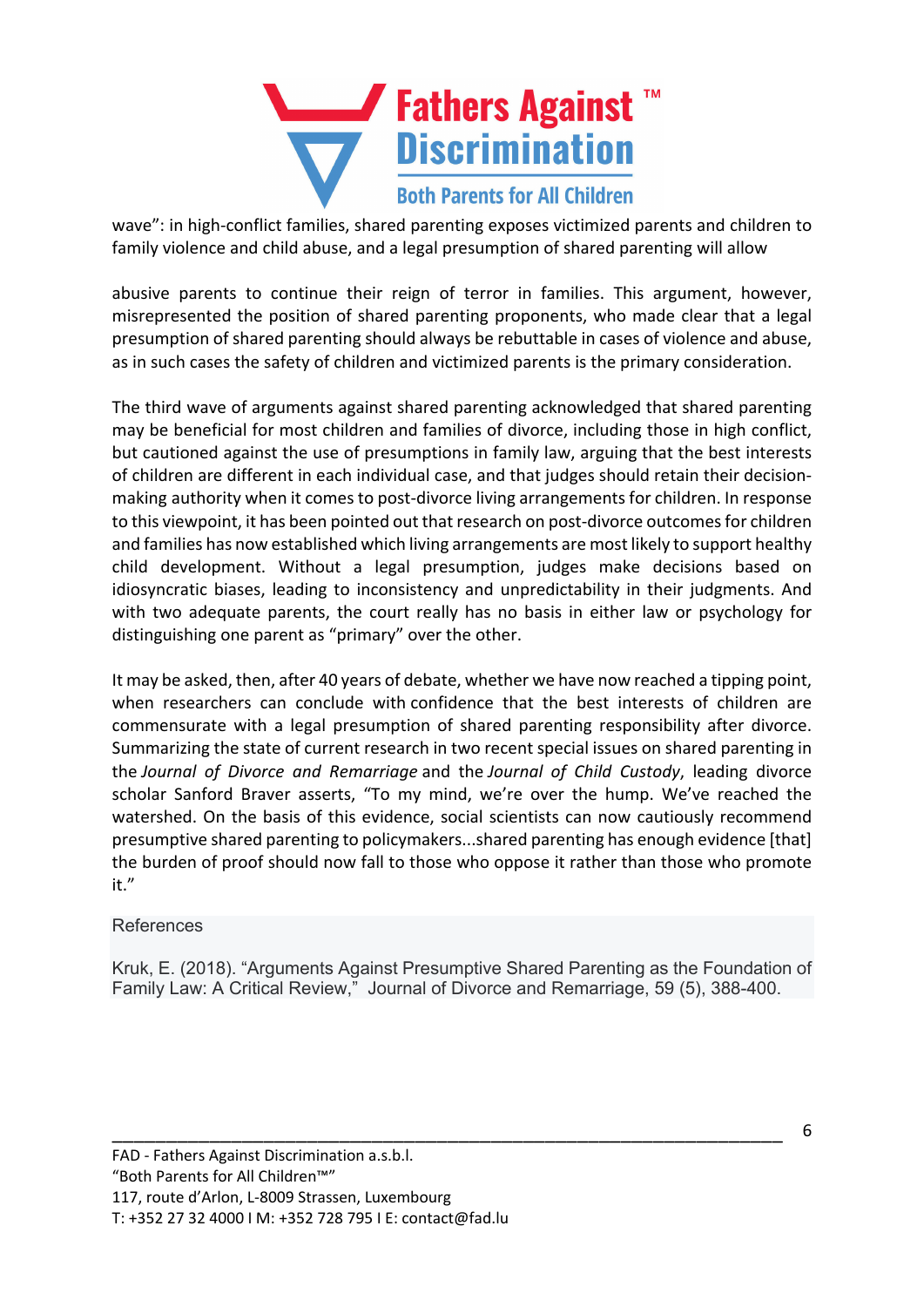wave": in high-conflict families, shared parenting exposes victimized parents and children to family violence and child abuse, and a legal presumption of shared parenting will allow

abusive parents to continue their reign of terror in families. This argument, however, misrepresented the position of shared parenting proponents, who made clear that a legal presumption of shared parenting should always be rebuttable in cases of violence and abuse, as in such cases the safety of children and victimized parents is the primary consideration.

The third wave of arguments against shared parenting acknowledged that shared parenting may be beneficial for most children and families of divorce, including those in high conflict, but cautioned against the use of presumptions in family law, arguing that the best interests of children are different in each individual case, and that judges should retain their decision-making authority when it comes to post-divorce living arrangements for children. In response to this viewpoint, it has been pointed out that research on post-divorce outcomes for children and families has now established which living arrangements are most likely to support healthy child development. Without a legal presumption, judges make decisions based on idiosyncratic biases, leading to inconsistency and unpredictability in their judgments. And with two adequate parents, the court really has no basis in either law or psychology for distinguishing one parent as "primary" over the other.

It may be asked, then, after 40 years of debate, whether we have now reached a tipping point, when researchers can conclude with confidence that the best interests of children are commensurate with a legal presumption of shared parenting responsibility after divorce. Summarizing the state of current research in two recent special issues on shared parenting in the *Journal of Divorce and Remarriage* and the *Journal of Child Custody*, leading divorce scholar Sanford Braver asserts, "To my mind, we're over the hump. We've reached the watershed. On the basis of this evidence, social scientists can now cautiously recommend presumptive shared parenting to policymakers...shared parenting has enough evidence [that] the burden of proof should now fall to those who oppose it rather than those who promote it."

References

Kruk, E. (2018). "Arguments Against Presumptive Shared Parenting as the Foundation of Family Law: A Critical Review," Journal of Divorce and Remarriage, 59 (5), 388-400.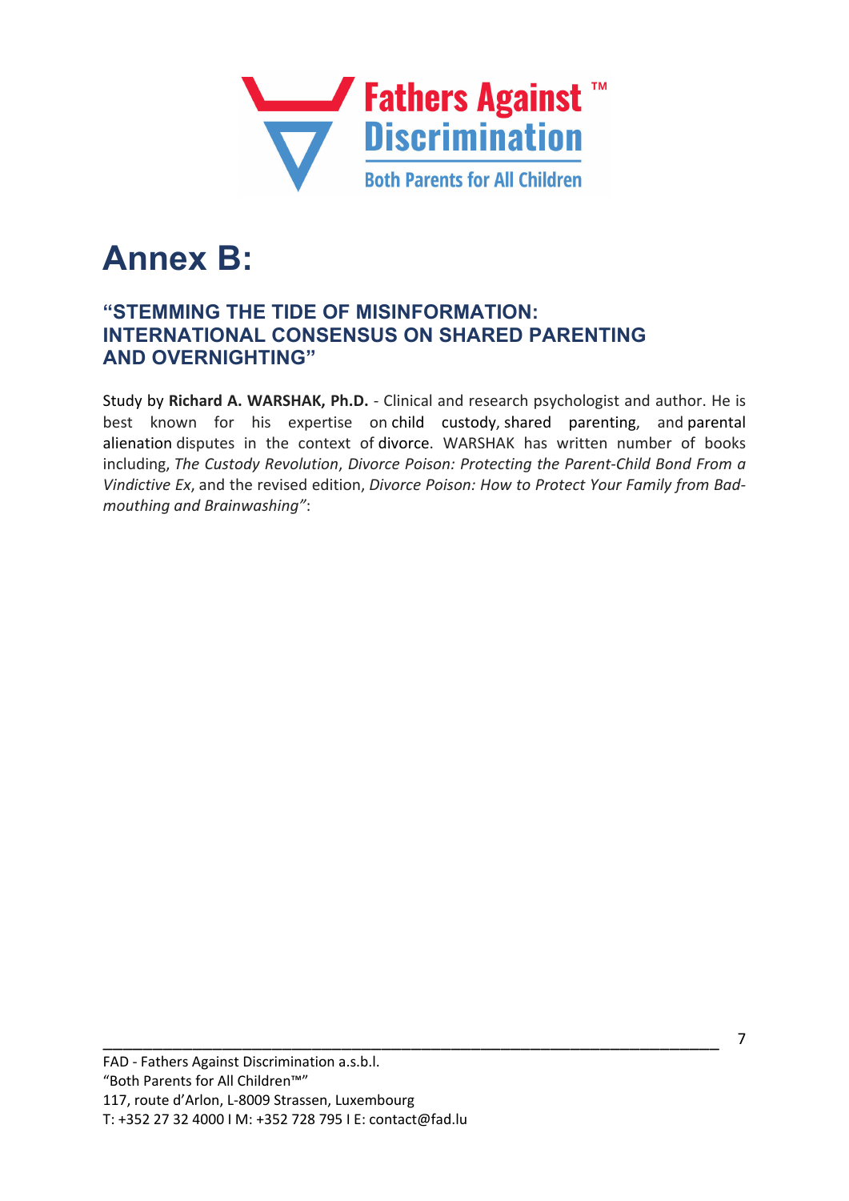Fathers Against Discrimination ™

Both Parents for All Children

# Annex B:

## "STEMMING THE TIDE OF MISINFORMATION: INTERNATIONAL CONSENSUS ON SHARED PARENTING AND OVERNIGHTING"

Study by **Richard A. WARSHAK, Ph.D.** - Clinical and research psychologist and author. He is best known for his expertise on child custody, shared parenting, and parental alienation disputes in the context of divorce. WARSHAK has written number of books including, *The Custody Revolution*, *Divorce Poison: Protecting the Parent-Child Bond From a Vindictive Ex*, and the revised edition, *Divorce Poison: How to Protect Your Family from Bad-mouthing and Brainwashing"*: